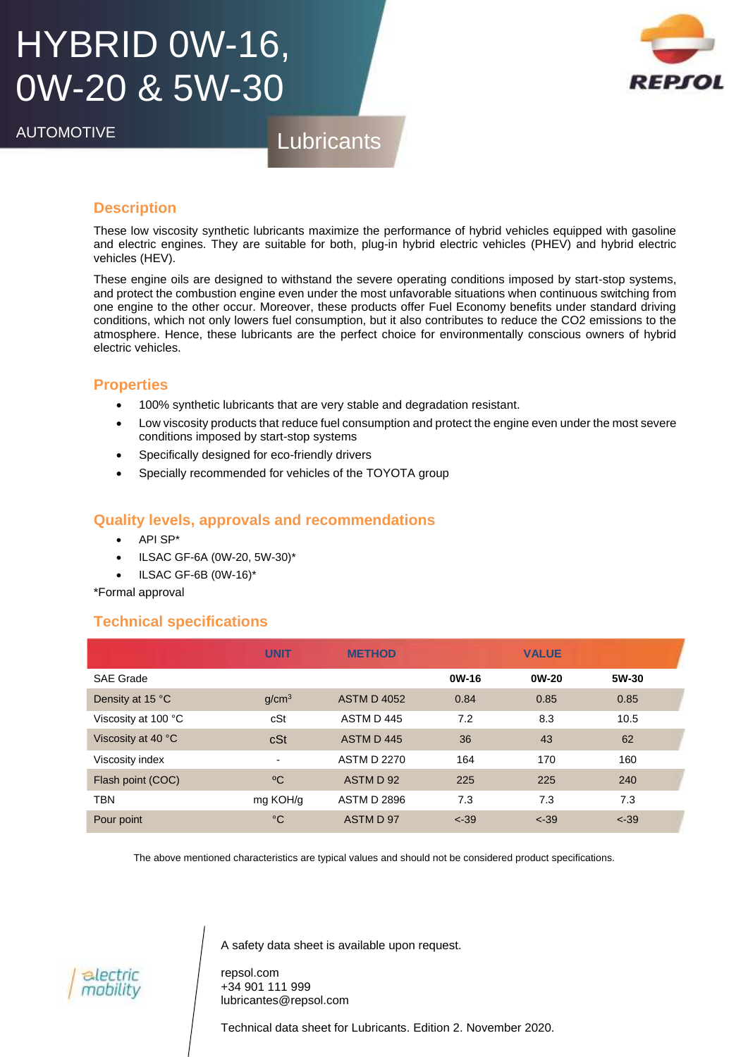# HYBRID 0W-16, 0W-20 & 5W-30

AUTOMOTIVE

Lubricants

REPSOL

## Description

These low viscosity synthetic lubricants maximize the performance of hybrid vehicles equipped with gasoline and electric engines. They are suitable for both, plug-in hybrid electric vehicles (PHEV) and hybrid electric vehicles (HEV).

These engine oils are designed to withstand the severe operating conditions imposed by start-stop systems, and protect the combustion engine even under the most unfavorable situations when continuous switching from one engine to the other occur. Moreover, these products offer Fuel Economy benefits under standard driving conditions, which not only lowers fuel consumption, but it also contributes to reduce the $CO_2$ emissions to the atmosphere. Hence, these lubricants are the perfect choice for environmentally conscious owners of hybrid electric vehicles.

## Properties

- 100% synthetic lubricants that are very stable and degradation resistant.
- Low viscosity products that reduce fuel consumption and protect the engine even under the most severe conditions imposed by start-stop systems
- Specifically designed for eco-friendly drivers
- Specially recommended for vehicles of the TOYOTA group

## Quality levels, approvals and recommendations

- API SP*
- ILSAC GF-6A (0W-20, 5W-30)*
- ILSAC GF-6B (0W-16)*

*Formal approval

## Technical specifications

| | UNIT | METHOD | VALUE | | |
|---|---|---|---|---|---|
| SAE Grade | | | 0W-16 | 0W-20 | 5W-30 |
| Density at 15 °C | $g/cm^3$ | ASTM D 4052 | 0.84 | 0.85 | 0.85 |
| Viscosity at 100 °C | cSt | ASTM D 445 | 7.2 | 8.3 | 10.5 |
| Viscosity at 40 °C | cSt | ASTM D 445 | 36 | 43 | 62 |
| Viscosity index | - | ASTM D 2270 | 164 | 170 | 160 |
| Flash point (COC) | ºC | ASTM D 92 | 225 | 225 | 240 |
| TBN | mg KOH/g | ASTM D 2896 | 7.3 | 7.3 | 7.3 |
| Pour point | °C | ASTM D 97 | <-39 | <-39 | <-39 |

The above mentioned characteristics are typical values and should not be considered product specifications.

electric mobility

A safety data sheet is available upon request.

repsol.com
+34 901 111 999
lubricantes@repsol.com

Technical data sheet for Lubricants. Edition 2. November 2020.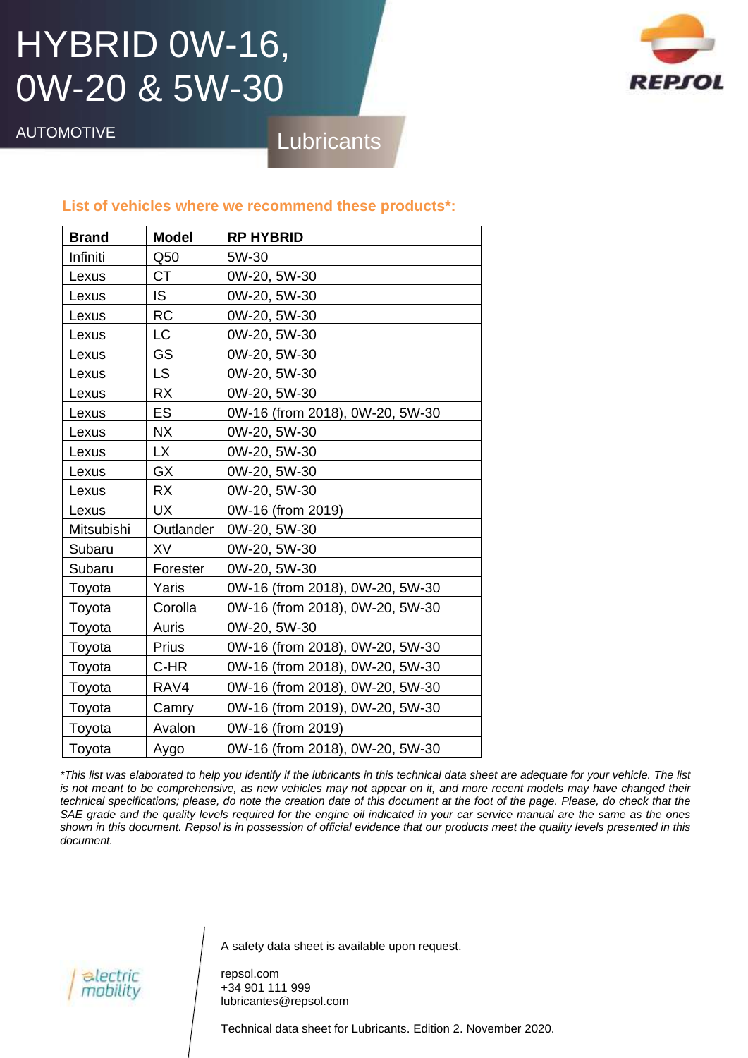# HYBRID 0W-16, 0W-20 & 5W-30

AUTOMOTIVE

Lubricants

**List of vehicles where we recommend these products*:**

| Brand | Model | RP HYBRID |
|---|---|---|
| Infiniti | Q50 | 5W-30 |
| Lexus | CT | 0W-20, 5W-30 |
| Lexus | IS | 0W-20, 5W-30 |
| Lexus | RC | 0W-20, 5W-30 |
| Lexus | LC | 0W-20, 5W-30 |
| Lexus | GS | 0W-20, 5W-30 |
| Lexus | LS | 0W-20, 5W-30 |
| Lexus | RX | 0W-20, 5W-30 |
| Lexus | ES | 0W-16 (from 2018), 0W-20, 5W-30 |
| Lexus | NX | 0W-20, 5W-30 |
| Lexus | LX | 0W-20, 5W-30 |
| Lexus | GX | 0W-20, 5W-30 |
| Lexus | RX | 0W-20, 5W-30 |
| Lexus | UX | 0W-16 (from 2019) |
| Mitsubishi | Outlander | 0W-20, 5W-30 |
| Subaru | XV | 0W-20, 5W-30 |
| Subaru | Forester | 0W-20, 5W-30 |
| Toyota | Yaris | 0W-16 (from 2018), 0W-20, 5W-30 |
| Toyota | Corolla | 0W-16 (from 2018), 0W-20, 5W-30 |
| Toyota | Auris | 0W-20, 5W-30 |
| Toyota | Prius | 0W-16 (from 2018), 0W-20, 5W-30 |
| Toyota | C-HR | 0W-16 (from 2018), 0W-20, 5W-30 |
| Toyota | RAV4 | 0W-16 (from 2018), 0W-20, 5W-30 |
| Toyota | Camry | 0W-16 (from 2019), 0W-20, 5W-30 |
| Toyota | Avalon | 0W-16 (from 2019) |
| Toyota | Aygo | 0W-16 (from 2018), 0W-20, 5W-30 |

*\*This list was elaborated to help you identify if the lubricants in this technical data sheet are adequate for your vehicle. The list is not meant to be comprehensive, as new vehicles may not appear on it, and more recent models may have changed their technical specifications; please, do note the creation date of this document at the foot of the page. Please, do check that the SAE grade and the quality levels required for the engine oil indicated in your car service manual are the same as the ones shown in this document. Repsol is in possession of official evidence that our products meet the quality levels presented in this document.*

electric mobility

A safety data sheet is available upon request.

repsol.com
+34 901 111 999
lubricantes@repsol.com

Technical data sheet for Lubricants. Edition 2. November 2020.